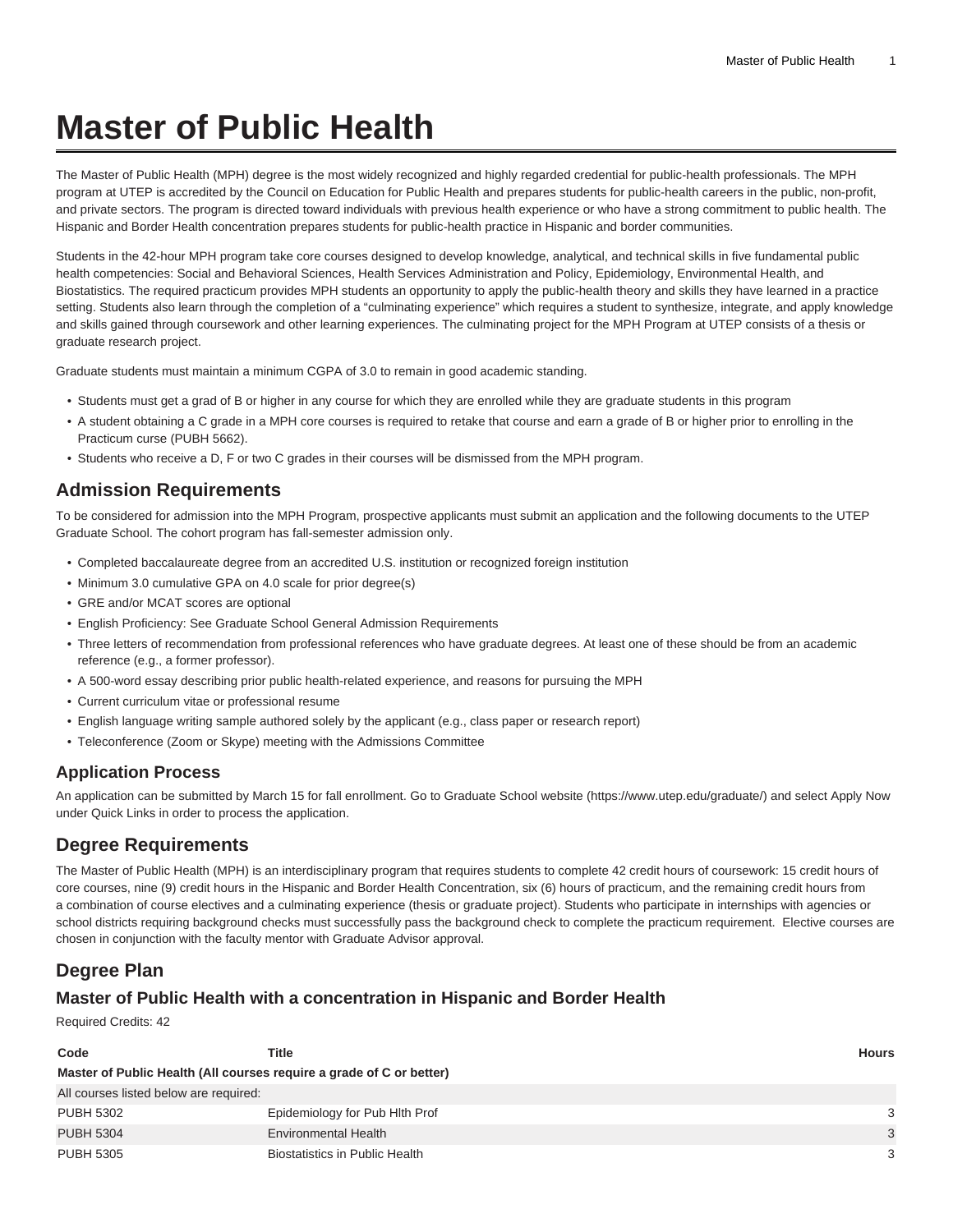# Master of Public Health

The Master of Public Health (MPH) degree is the most widely recognized and highly regarded credential for public-health professionals. The MPH program at UTEP is accredited by the Council on Education for Public Health and prepares students for public-health careers in the public, non-profit, and private sectors. The program is directed toward individuals with previous health experience or who have a strong commitment to public health. The Hispanic and Border Health concentration prepares students for public-health practice in Hispanic and border communities.

Students in the 42-hour MPH program take core courses designed to develop knowledge, analytical, and technical skills in five fundamental public health competencies: Social and Behavioral Sciences, Health Services Administration and Policy, Epidemiology, Environmental Health, and Biostatistics. The required practicum provides MPH students an opportunity to apply the public-health theory and skills they have learned in a practice setting. Students also learn through the completion of a "culminating experience" which requires a student to synthesize, integrate, and apply knowledge and skills gained through coursework and other learning experiences. The culminating project for the MPH Program at UTEP consists of a thesis or graduate research project.

Graduate students must maintain a minimum CGPA of 3.0 to remain in good academic standing.

- Students must get a grad of B or higher in any course for which they are enrolled while they are graduate students in this program
- A student obtaining a C grade in a MPH core courses is required to retake that course and earn a grade of B or higher prior to enrolling in the Practicum curse (PUBH 5662).
- Students who receive a D, F or two C grades in their courses will be dismissed from the MPH program.

## Admission Requirements

To be considered for admission into the MPH Program, prospective applicants must submit an application and the following documents to the UTEP Graduate School. The cohort program has fall-semester admission only.

- Completed baccalaureate degree from an accredited U.S. institution or recognized foreign institution
- Minimum 3.0 cumulative GPA on 4.0 scale for prior degree(s)
- GRE and/or MCAT scores are optional
- English Proficiency: See Graduate School General Admission Requirements
- Three letters of recommendation from professional references who have graduate degrees. At least one of these should be from an academic reference (e.g., a former professor).
- A 500-word essay describing prior public health-related experience, and reasons for pursuing the MPH
- Current curriculum vitae or professional resume
- English language writing sample authored solely by the applicant (e.g., class paper or research report)
- Teleconference (Zoom or Skype) meeting with the Admissions Committee

## Application Process

An application can be submitted by March 15 for fall enrollment. Go to Graduate School website (https://www.utep.edu/graduate/) and select Apply Now under Quick Links in order to process the application.

## Degree Requirements

The Master of Public Health (MPH) is an interdisciplinary program that requires students to complete 42 credit hours of coursework: 15 credit hours of core courses, nine (9) credit hours in the Hispanic and Border Health Concentration, six (6) hours of practicum, and the remaining credit hours from a combination of course electives and a culminating experience (thesis or graduate project). Students who participate in internships with agencies or school districts requiring background checks must successfully pass the background check to complete the practicum requirement. Elective courses are chosen in conjunction with the faculty mentor with Graduate Advisor approval.

## Degree Plan

### Master of Public Health with a concentration in Hispanic and Border Health

Required Credits: 42

| Code | Title | Hours |
|---|---|---|
| **Master of Public Health (All courses require a grade of C or better)** | | |
| All courses listed below are required: | | |
| PUBH 5302 | Epidemiology for Pub Hlth Prof | 3 |
| PUBH 5304 | Environmental Health | 3 |
| PUBH 5305 | Biostatistics in Public Health | 3 |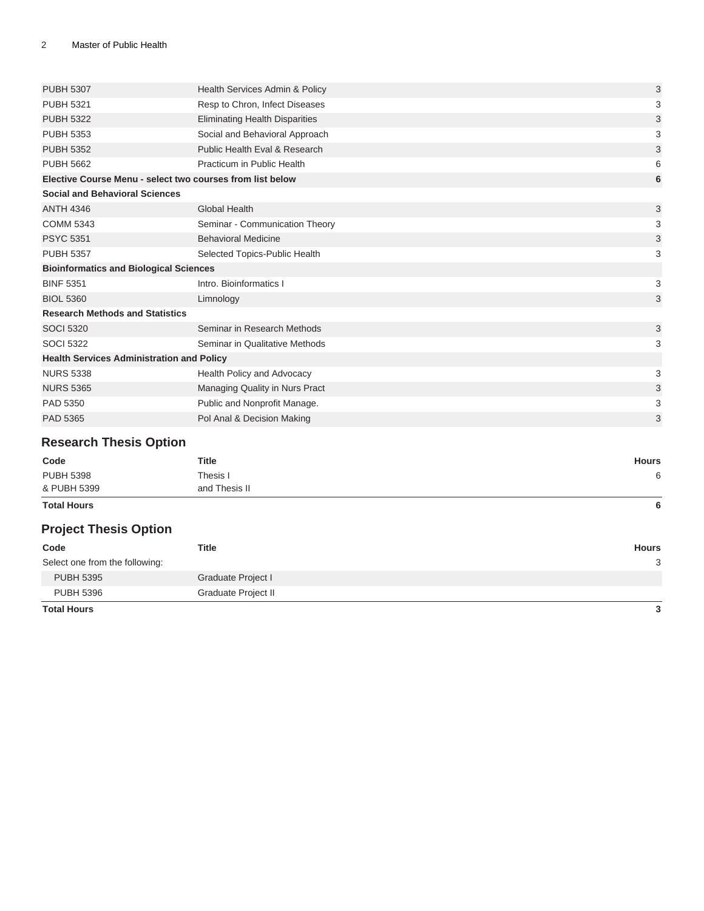| | | |
|---|---|---|
| PUBH 5307 | Health Services Admin & Policy | 3 |
| PUBH 5321 | Resp to Chron, Infect Diseases | 3 |
| PUBH 5322 | Eliminating Health Disparities | 3 |
| PUBH 5353 | Social and Behavioral Approach | 3 |
| PUBH 5352 | Public Health Eval & Research | 3 |
| PUBH 5662 | Practicum in Public Health | 6 |
| **Elective Course Menu - select two courses from list below** | | **6** |
| **Social and Behavioral Sciences** | | |
| ANTH 4346 | Global Health | 3 |
| COMM 5343 | Seminar - Communication Theory | 3 |
| PSYC 5351 | Behavioral Medicine | 3 |
| PUBH 5357 | Selected Topics-Public Health | 3 |
| **Bioinformatics and Biological Sciences** | | |
| BINF 5351 | Intro. Bioinformatics I | 3 |
| BIOL 5360 | Limnology | 3 |
| **Research Methods and Statistics** | | |
| SOCI 5320 | Seminar in Research Methods | 3 |
| SOCI 5322 | Seminar in Qualitative Methods | 3 |
| **Health Services Administration and Policy** | | |
| NURS 5338 | Health Policy and Advocacy | 3 |
| NURS 5365 | Managing Quality in Nurs Pract | 3 |
| PAD 5350 | Public and Nonprofit Manage. | 3 |
| PAD 5365 | Pol Anal & Decision Making | 3 |

## Research Thesis Option

| Code | Title | Hours |
|---|---|---|
| PUBH 5398<br>& PUBH 5399 | Thesis I<br>and Thesis II | 6 |
| **Total Hours** | | **6** |

## Project Thesis Option

| Code | Title | Hours |
|---|---|---|
| Select one from the following: | | 3 |
| PUBH 5395 | Graduate Project I | |
| PUBH 5396 | Graduate Project II | |
| **Total Hours** | | **3** |